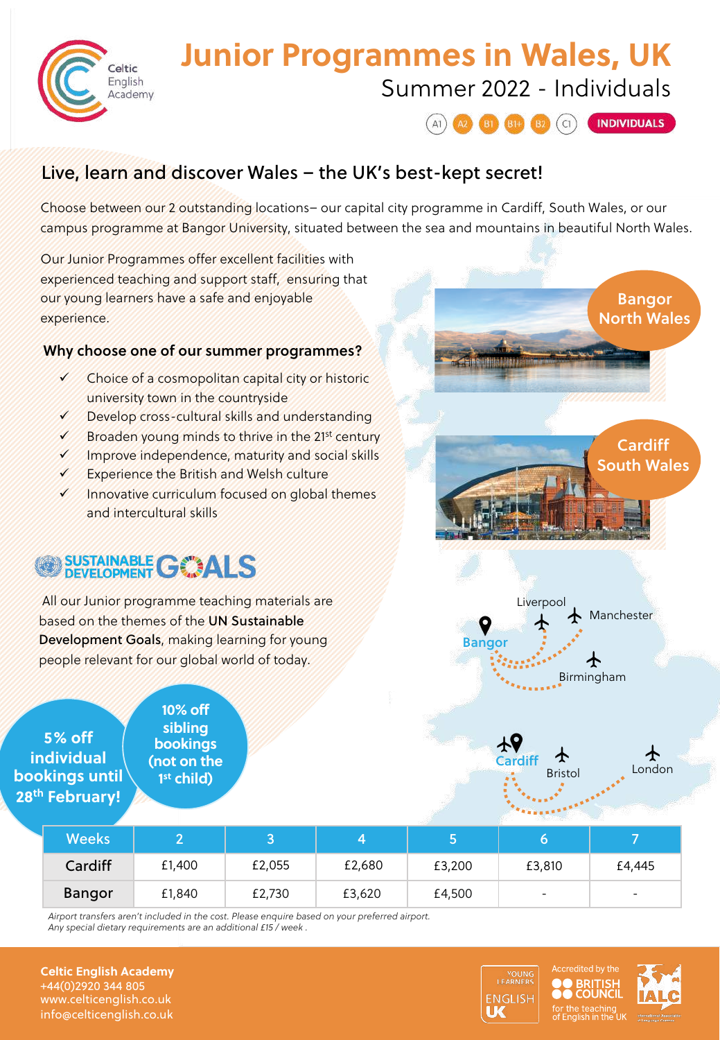# Junior Programmes in Wales, UK

Summer 2022 - Individuals

A1 A2 B1 B1+ B2 C1 **INDIVIDUALS**

## Live, learn and discover Wales – the UK's best-kept secret!

Choose between our 2 outstanding locations– our capital city programme in Cardiff, South Wales, or our campus programme at Bangor University, situated between the sea and mountains in beautiful North Wales.

Our Junior Programmes offer excellent facilities with experienced teaching and support staff, ensuring that our young learners have a safe and enjoyable experience.

### Why choose one of our summer programmes?

- ✓ Choice of a cosmopolitan capital city or historic university town in the countryside
- ✓ Develop cross-cultural skills and understanding
- ✓ Broaden young minds to thrive in the 21st century
- ✓ Improve independence, maturity and social skills
- ✓ Experience the British and Welsh culture
- ✓ Innovative curriculum focused on global themes and intercultural skills

**Bangor North Wales**

**Cardiff South Wales**

**SUSTAINABLE DEVELOPMENT GOALS**

All our Junior programme teaching materials are based on the themes of the **UN Sustainable Development Goals**, making learning for young people relevant for our global world of today.

Liverpool, Manchester, Bangor, Birmingham, Cardiff, Bristol, London

**5% off individual bookings until 28th February!**

**10% off sibling bookings (not on the 1st child)**

| Weeks | 2 | 3 | 4 | 5 | 6 | 7 |
|---|---|---|---|---|---|---|
| Cardiff | £1,400 | £2,055 | £2,680 | £3,200 | £3,810 | £4,445 |
| Bangor | £1,840 | £2,730 | £3,620 | £4,500 | - | - |

*Airport transfers aren't included in the cost. Please enquire based on your preferred airport.*
*Any special dietary requirements are an additional £15 / week .*

**Celtic English Academy**
+44(0)2920 344 805
www.celticenglish.co.uk
info@celticenglish.co.uk

Young Learners English UK

Accredited by the British Council for the teaching of English in the UK

IALC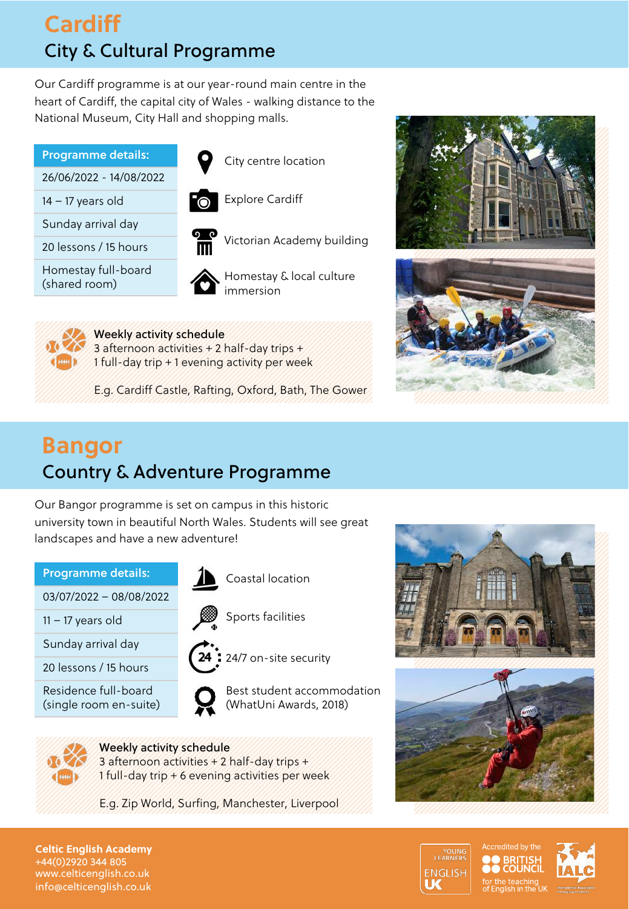# Cardiff

## City & Cultural Programme

Our Cardiff programme is at our year-round main centre in the heart of Cardiff, the capital city of Wales - walking distance to the National Museum, City Hall and shopping malls.

| Programme details: |
| --- |
| 26/06/2022 - 14/08/2022 |
| 14 – 17 years old |
| Sunday arrival day |
| 20 lessons / 15 hours |
| Homestay full-board (shared room) |

- City centre location
- Explore Cardiff
- Victorian Academy building
- Homestay & local culture immersion

**Weekly activity schedule**
3 afternoon activities + 2 half-day trips + 1 full-day trip + 1 evening activity per week

E.g. Cardiff Castle, Rafting, Oxford, Bath, The Gower

# Bangor

## Country & Adventure Programme

Our Bangor programme is set on campus in this historic university town in beautiful North Wales. Students will see great landscapes and have a new adventure!

| Programme details: |
| --- |
| 03/07/2022 – 08/08/2022 |
| 11 – 17 years old |
| Sunday arrival day |
| 20 lessons / 15 hours |
| Residence full-board (single room en-suite) |

- Coastal location
- Sports facilities
- 24/7 on-site security
- Best student accommodation (WhatUni Awards, 2018)

**Weekly activity schedule**
3 afternoon activities + 2 half-day trips + 1 full-day trip + 6 evening activities per week

E.g. Zip World, Surfing, Manchester, Liverpool

**Celtic English Academy**
+44(0)2920 344 805
www.celticenglish.co.uk
info@celticenglish.co.uk

Young Learners English UK

Accredited by the British Council for the teaching of English in the UK

IALC